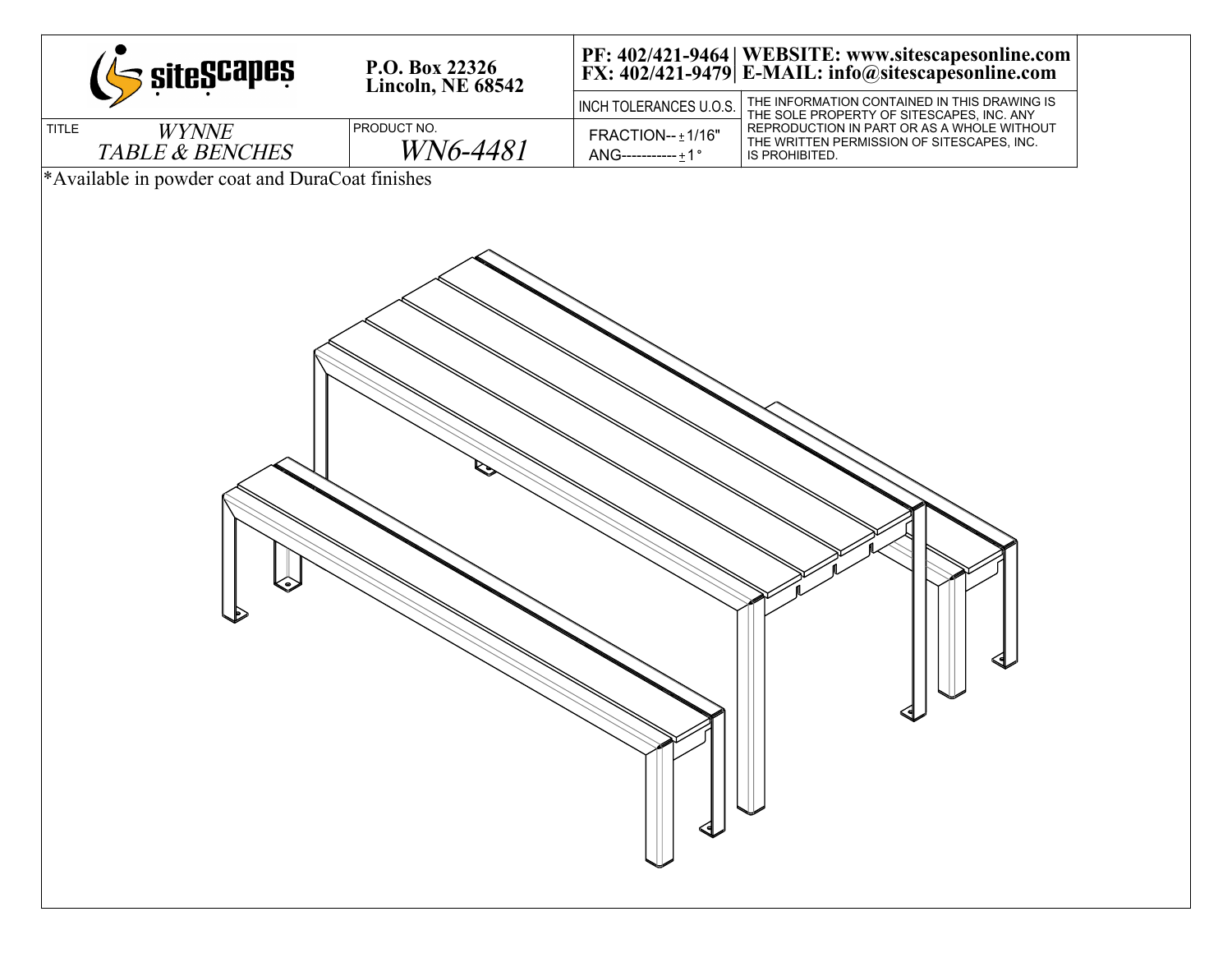| siteScapes | P.O. Box 22326<br>Lincoln, NE 68542 | PF: 402/421-9464<br>FX: 402/421-9479 | WEBSITE: www.sitescapesonline.com<br>E-MAIL: info@sitescapesonline.com |
|---|---|---|---|
| | | INCH TOLERANCES U.O.S. | THE INFORMATION CONTAINED IN THIS DRAWING IS THE SOLE PROPERTY OF SITESCAPES, INC. ANY REPRODUCTION IN PART OR AS A WHOLE WITHOUT THE WRITTEN PERMISSION OF SITESCAPES, INC. IS PROHIBITED. |
| TITLE *WYNNE TABLE & BENCHES* | PRODUCT NO. *WN6-4481* | FRACTION-- ± 1/16"<br>ANG----------- ± 1° | |

*Available in powder coat and DuraCoat finishes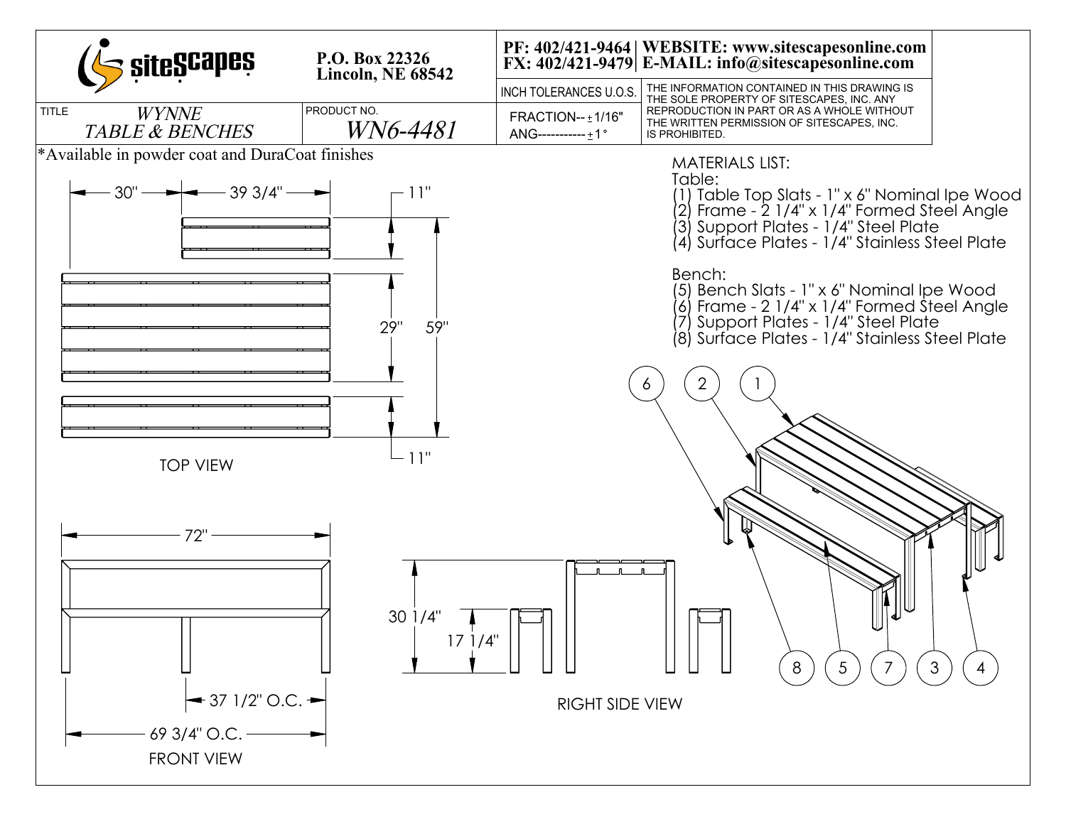siteScapes

P.O. Box 22326
Lincoln, NE 68542

PF: 402/421-9464 | WEBSITE: www.sitescapesonline.com
FX: 402/421-9479 | E-MAIL: info@sitescapesonline.com

| | | | |
|---|---|---|---|
| TITLE *WYNNE TABLE & BENCHES* | PRODUCT NO. *WN6-4481* | INCH TOLERANCES U.O.S. FRACTION-- ± 1/16" ANG----------- ± 1° | THE INFORMATION CONTAINED IN THIS DRAWING IS THE SOLE PROPERTY OF SITESCAPES, INC. ANY REPRODUCTION IN PART OR AS A WHOLE WITHOUT THE WRITTEN PERMISSION OF SITESCAPES, INC. IS PROHIBITED. |

*Available in powder coat and DuraCoat finishes

MATERIALS LIST:

Table:
(1) Table Top Slats - 1" x 6" Nominal Ipe Wood
(2) Frame - 2 1/4" x 1/4" Formed Steel Angle
(3) Support Plates - 1/4" Steel Plate
(4) Surface Plates - 1/4" Stainless Steel Plate

Bench:
(5) Bench Slats - 1" x 6" Nominal Ipe Wood
(6) Frame - 2 1/4" x 1/4" Formed Steel Angle
(7) Support Plates - 1/4" Steel Plate
(8) Surface Plates - 1/4" Stainless Steel Plate

30"
39 3/4"
11"
29"
59"
11"
TOP VIEW

72"
37 1/2" O.C.
69 3/4" O.C.
FRONT VIEW

30 1/4"
17 1/4"
RIGHT SIDE VIEW

6
2
1
8
5
7
3
4